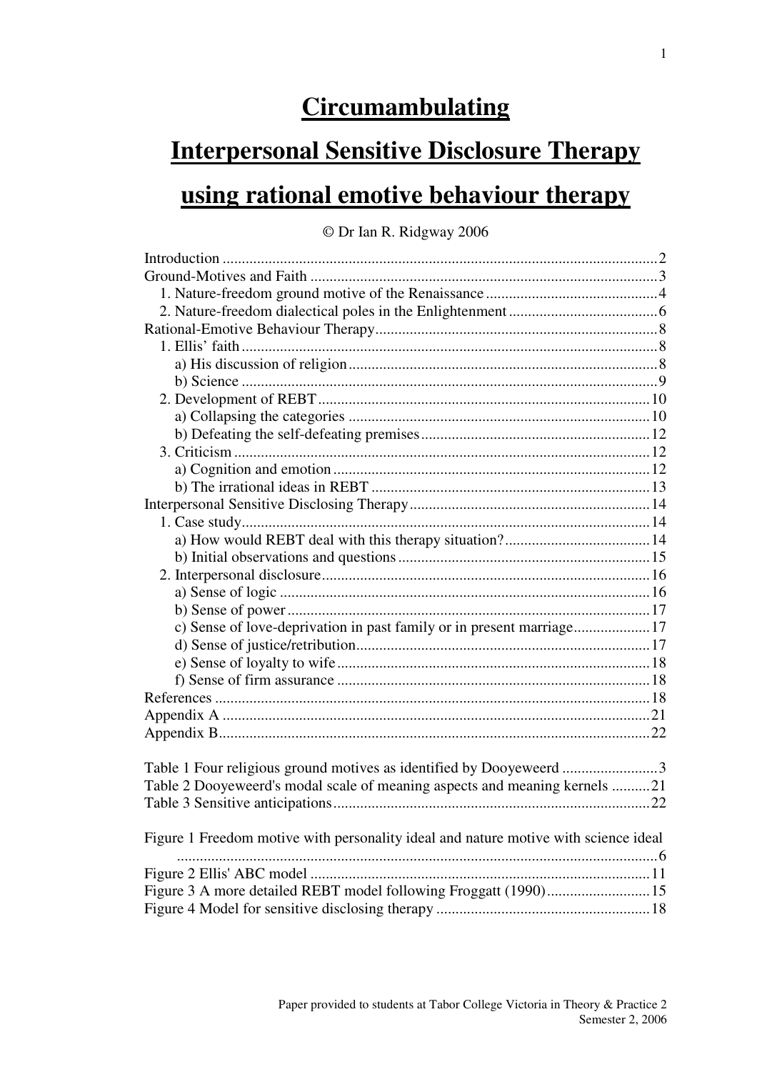# Circumambulating

# Interpersonal Sensitive Disclosure Therapy

# using rational emotive behaviour therapy

© Dr Ian R. Ridgway 2006

Introduction ..... 2
Ground-Motives and Faith ..... 3
  1. Nature-freedom ground motive of the Renaissance ..... 4
  2. Nature-freedom dialectical poles in the Enlightenment ..... 6
Rational-Emotive Behaviour Therapy ..... 8
  1. Ellis' faith ..... 8
    a) His discussion of religion ..... 8
    b) Science ..... 9
  2. Development of REBT ..... 10
    a) Collapsing the categories ..... 10
    b) Defeating the self-defeating premises ..... 12
  3. Criticism ..... 12
    a) Cognition and emotion ..... 12
    b) The irrational ideas in REBT ..... 13
Interpersonal Sensitive Disclosing Therapy ..... 14
  1. Case study ..... 14
    a) How would REBT deal with this therapy situation? ..... 14
    b) Initial observations and questions ..... 15
  2. Interpersonal disclosure ..... 16
    a) Sense of logic ..... 16
    b) Sense of power ..... 17
    c) Sense of love-deprivation in past family or in present marriage ..... 17
    d) Sense of justice/retribution ..... 17
    e) Sense of loyalty to wife ..... 18
    f) Sense of firm assurance ..... 18
References ..... 18
Appendix A ..... 21
Appendix B ..... 22

Table 1 Four religious ground motives as identified by Dooyeweerd ..... 3
Table 2 Dooyeweerd's modal scale of meaning aspects and meaning kernels ..... 21
Table 3 Sensitive anticipations ..... 22

Figure 1 Freedom motive with personality ideal and nature motive with science ideal ..... 6
Figure 2 Ellis' ABC model ..... 11
Figure 3 A more detailed REBT model following Froggatt (1990) ..... 15
Figure 4 Model for sensitive disclosing therapy ..... 18

Paper provided to students at Tabor College Victoria in Theory & Practice 2
Semester 2, 2006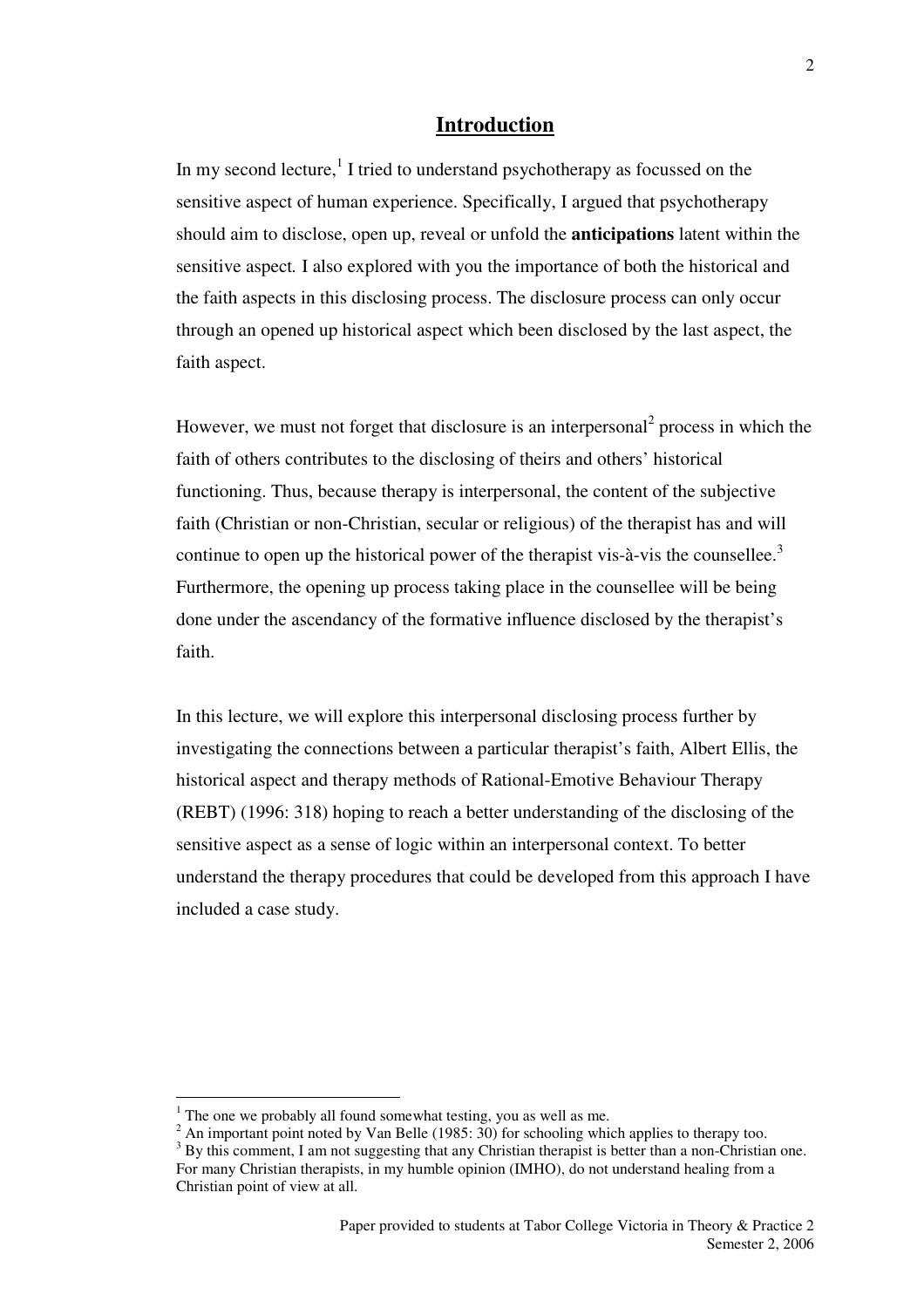## Introduction

In my second lecture,[1] I tried to understand psychotherapy as focussed on the sensitive aspect of human experience. Specifically, I argued that psychotherapy should aim to disclose, open up, reveal or unfold the **anticipations** latent within the sensitive aspect. I also explored with you the importance of both the historical and the faith aspects in this disclosing process. The disclosure process can only occur through an opened up historical aspect which been disclosed by the last aspect, the faith aspect.

However, we must not forget that disclosure is an interpersonal[2] process in which the faith of others contributes to the disclosing of theirs and others' historical functioning. Thus, because therapy is interpersonal, the content of the subjective faith (Christian or non-Christian, secular or religious) of the therapist has and will continue to open up the historical power of the therapist vis-à-vis the counsellee.[3] Furthermore, the opening up process taking place in the counsellee will be being done under the ascendancy of the formative influence disclosed by the therapist's faith.

In this lecture, we will explore this interpersonal disclosing process further by investigating the connections between a particular therapist's faith, Albert Ellis, the historical aspect and therapy methods of Rational-Emotive Behaviour Therapy (REBT) (1996: 318) hoping to reach a better understanding of the disclosing of the sensitive aspect as a sense of logic within an interpersonal context. To better understand the therapy procedures that could be developed from this approach I have included a case study.

---

[1] The one we probably all found somewhat testing, you as well as me.

[2] An important point noted by Van Belle (1985: 30) for schooling which applies to therapy too.

[3] By this comment, I am not suggesting that any Christian therapist is better than a non-Christian one. For many Christian therapists, in my humble opinion (IMHO), do not understand healing from a Christian point of view at all.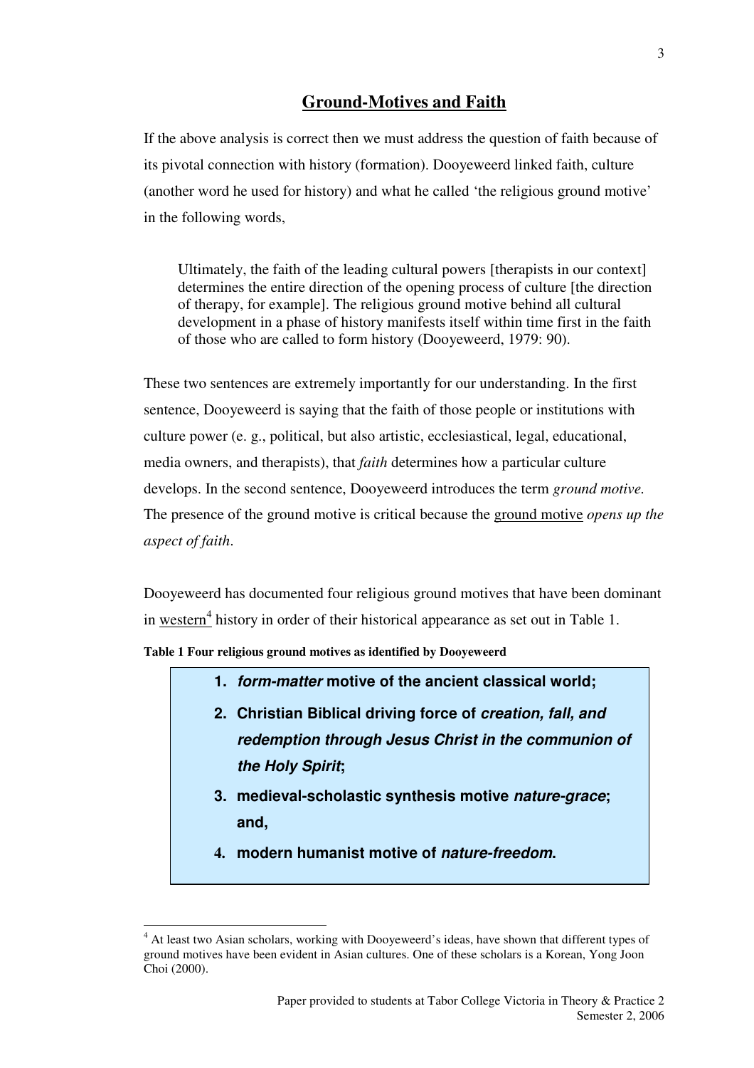## Ground-Motives and Faith

If the above analysis is correct then we must address the question of faith because of its pivotal connection with history (formation). Dooyeweerd linked faith, culture (another word he used for history) and what he called 'the religious ground motive' in the following words,

> Ultimately, the faith of the leading cultural powers [therapists in our context] determines the entire direction of the opening process of culture [the direction of therapy, for example]. The religious ground motive behind all cultural development in a phase of history manifests itself within time first in the faith of those who are called to form history (Dooyeweerd, 1979: 90).

These two sentences are extremely importantly for our understanding. In the first sentence, Dooyeweerd is saying that the faith of those people or institutions with culture power (e. g., political, but also artistic, ecclesiastical, legal, educational, media owners, and therapists), that *faith* determines how a particular culture develops. In the second sentence, Dooyeweerd introduces the term *ground motive*. The presence of the ground motive is critical because the ground motive *opens up the aspect of faith*.

Dooyeweerd has documented four religious ground motives that have been dominant in western[4] history in order of their historical appearance as set out in Table 1.

**Table 1 Four religious ground motives as identified by Dooyeweerd**

1. ***form-matter*** **motive of the ancient classical world;**
2. **Christian Biblical driving force of** ***creation, fall, and redemption through Jesus Christ in the communion of the Holy Spirit*****;**
3. **medieval-scholastic synthesis motive** ***nature-grace*****; and,**
4. **modern humanist motive of** ***nature-freedom*****.**

[4] At least two Asian scholars, working with Dooyeweerd's ideas, have shown that different types of ground motives have been evident in Asian cultures. One of these scholars is a Korean, Yong Joon Choi (2000).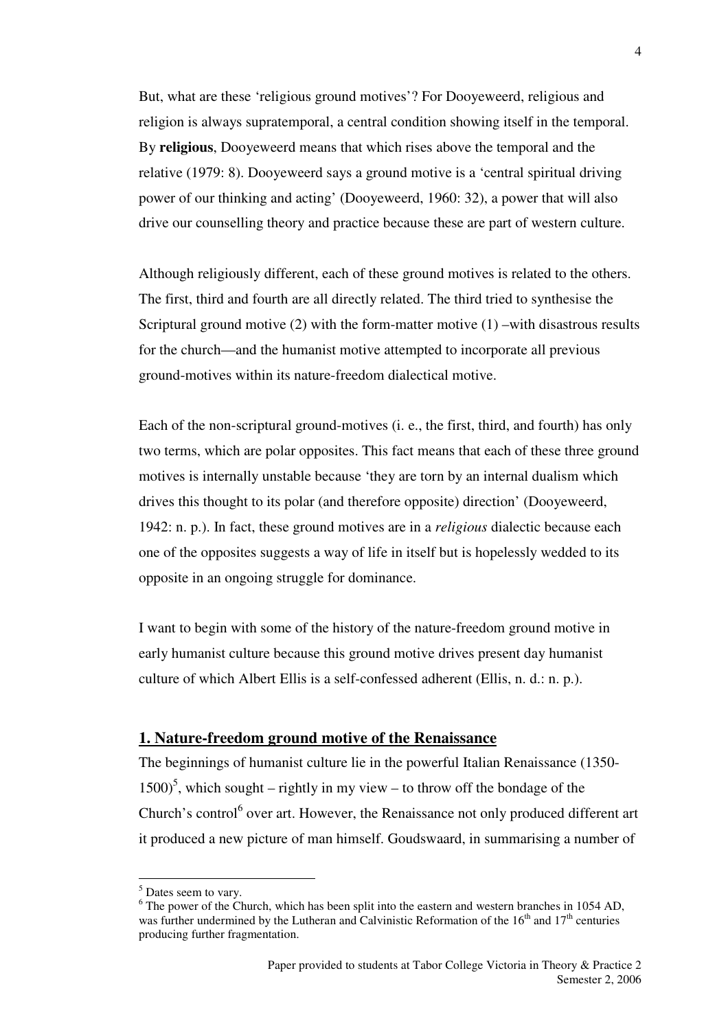But, what are these 'religious ground motives'? For Dooyeweerd, religious and religion is always supratemporal, a central condition showing itself in the temporal. By **religious**, Dooyeweerd means that which rises above the temporal and the relative (1979: 8). Dooyeweerd says a ground motive is a 'central spiritual driving power of our thinking and acting' (Dooyeweerd, 1960: 32), a power that will also drive our counselling theory and practice because these are part of western culture.

Although religiously different, each of these ground motives is related to the others. The first, third and fourth are all directly related. The third tried to synthesise the Scriptural ground motive (2) with the form-matter motive (1) –with disastrous results for the church—and the humanist motive attempted to incorporate all previous ground-motives within its nature-freedom dialectical motive.

Each of the non-scriptural ground-motives (i. e., the first, third, and fourth) has only two terms, which are polar opposites. This fact means that each of these three ground motives is internally unstable because 'they are torn by an internal dualism which drives this thought to its polar (and therefore opposite) direction' (Dooyeweerd, 1942: n. p.). In fact, these ground motives are in a *religious* dialectic because each one of the opposites suggests a way of life in itself but is hopelessly wedded to its opposite in an ongoing struggle for dominance.

I want to begin with some of the history of the nature-freedom ground motive in early humanist culture because this ground motive drives present day humanist culture of which Albert Ellis is a self-confessed adherent (Ellis, n. d.: n. p.).

## 1. Nature-freedom ground motive of the Renaissance

The beginnings of humanist culture lie in the powerful Italian Renaissance (1350-1500)[5], which sought – rightly in my view – to throw off the bondage of the Church's control[6] over art. However, the Renaissance not only produced different art it produced a new picture of man himself. Goudswaard, in summarising a number of

---

[5] Dates seem to vary.

[6] The power of the Church, which has been split into the eastern and western branches in 1054 AD, was further undermined by the Lutheran and Calvinistic Reformation of the 16th and 17th centuries producing further fragmentation.

Paper provided to students at Tabor College Victoria in Theory & Practice 2
Semester 2, 2006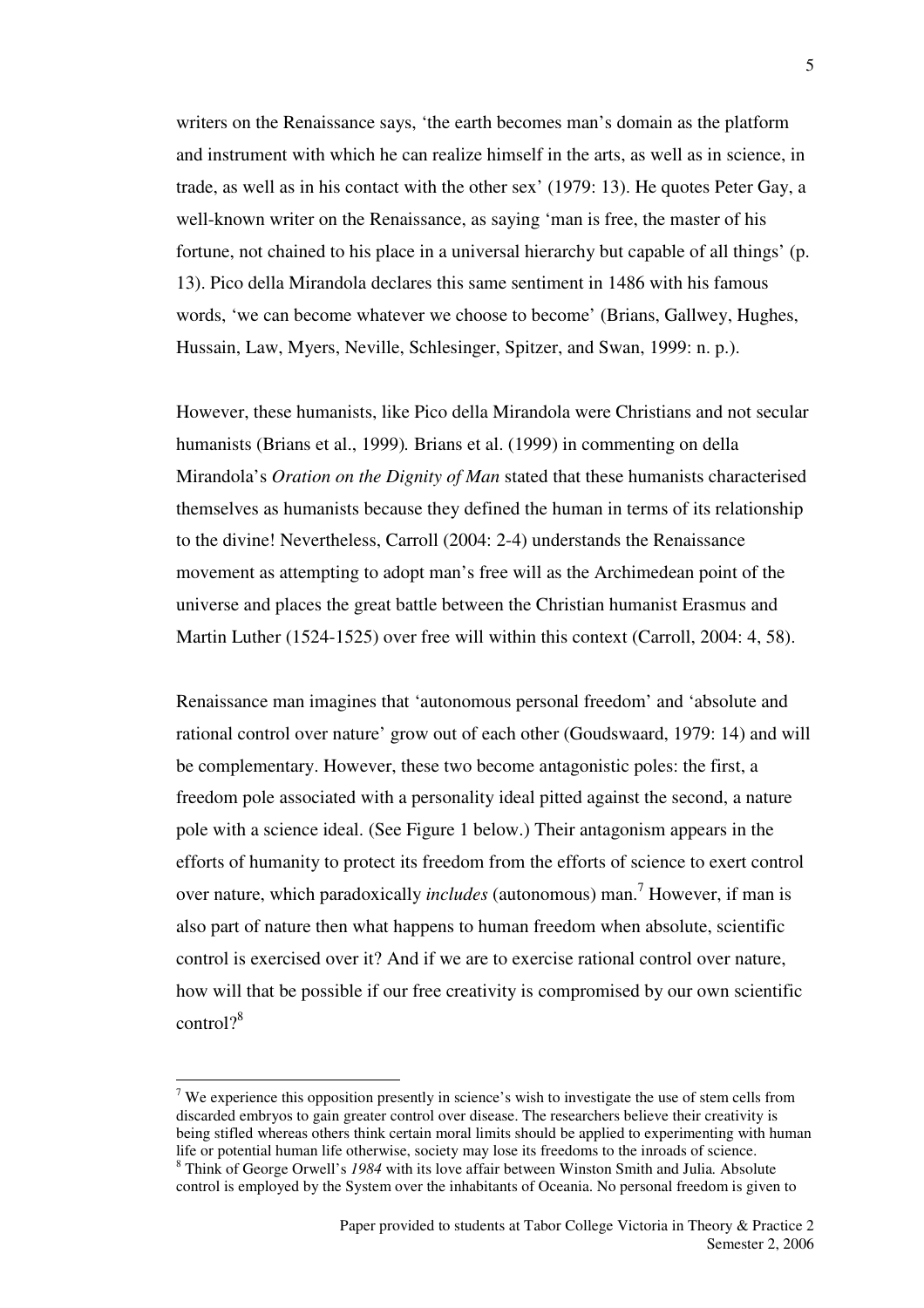writers on the Renaissance says, 'the earth becomes man's domain as the platform and instrument with which he can realize himself in the arts, as well as in science, in trade, as well as in his contact with the other sex' (1979: 13). He quotes Peter Gay, a well-known writer on the Renaissance, as saying 'man is free, the master of his fortune, not chained to his place in a universal hierarchy but capable of all things' (p. 13). Pico della Mirandola declares this same sentiment in 1486 with his famous words, 'we can become whatever we choose to become' (Brians, Gallwey, Hughes, Hussain, Law, Myers, Neville, Schlesinger, Spitzer, and Swan, 1999: n. p.).

However, these humanists, like Pico della Mirandola were Christians and not secular humanists (Brians et al., 1999). Brians et al. (1999) in commenting on della Mirandola's *Oration on the Dignity of Man* stated that these humanists characterised themselves as humanists because they defined the human in terms of its relationship to the divine! Nevertheless, Carroll (2004: 2-4) understands the Renaissance movement as attempting to adopt man's free will as the Archimedean point of the universe and places the great battle between the Christian humanist Erasmus and Martin Luther (1524-1525) over free will within this context (Carroll, 2004: 4, 58).

Renaissance man imagines that 'autonomous personal freedom' and 'absolute and rational control over nature' grow out of each other (Goudswaard, 1979: 14) and will be complementary. However, these two become antagonistic poles: the first, a freedom pole associated with a personality ideal pitted against the second, a nature pole with a science ideal. (See Figure 1 below.) Their antagonism appears in the efforts of humanity to protect its freedom from the efforts of science to exert control over nature, which paradoxically *includes* (autonomous) man.[7] However, if man is also part of nature then what happens to human freedom when absolute, scientific control is exercised over it? And if we are to exercise rational control over nature, how will that be possible if our free creativity is compromised by our own scientific control?[8]

---

[7] We experience this opposition presently in science's wish to investigate the use of stem cells from discarded embryos to gain greater control over disease. The researchers believe their creativity is being stifled whereas others think certain moral limits should be applied to experimenting with human life or potential human life otherwise, society may lose its freedoms to the inroads of science.

[8] Think of George Orwell's *1984* with its love affair between Winston Smith and Julia. Absolute control is employed by the System over the inhabitants of Oceania. No personal freedom is given to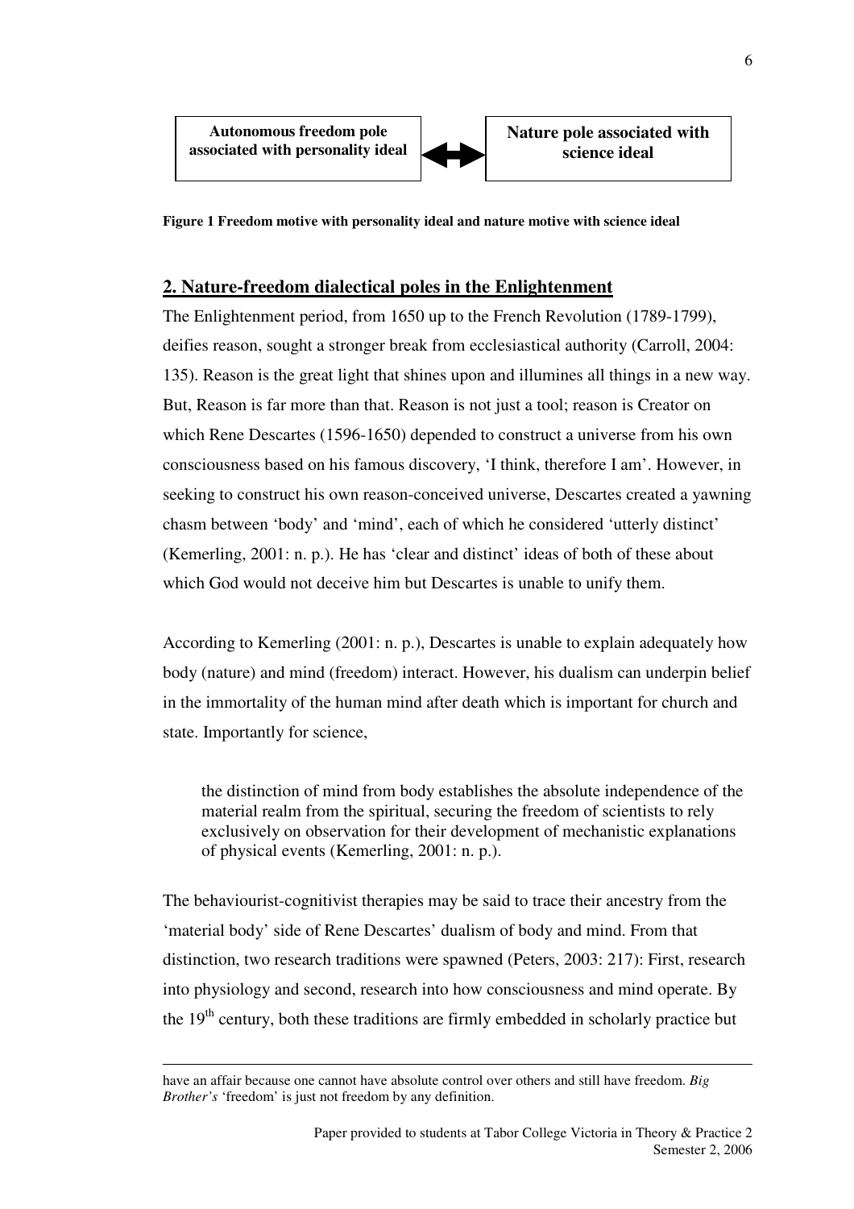| Autonomous freedom pole associated with personality ideal | ⟷ | Nature pole associated with science ideal |
|---|---|---|

**Figure 1 Freedom motive with personality ideal and nature motive with science ideal**

## 2. Nature-freedom dialectical poles in the Enlightenment

The Enlightenment period, from 1650 up to the French Revolution (1789-1799), deifies reason, sought a stronger break from ecclesiastical authority (Carroll, 2004: 135). Reason is the great light that shines upon and illumines all things in a new way. But, Reason is far more than that. Reason is not just a tool; reason is Creator on which Rene Descartes (1596-1650) depended to construct a universe from his own consciousness based on his famous discovery, 'I think, therefore I am'. However, in seeking to construct his own reason-conceived universe, Descartes created a yawning chasm between 'body' and 'mind', each of which he considered 'utterly distinct' (Kemerling, 2001: n. p.). He has 'clear and distinct' ideas of both of these about which God would not deceive him but Descartes is unable to unify them.

According to Kemerling (2001: n. p.), Descartes is unable to explain adequately how body (nature) and mind (freedom) interact. However, his dualism can underpin belief in the immortality of the human mind after death which is important for church and state. Importantly for science,

> the distinction of mind from body establishes the absolute independence of the material realm from the spiritual, securing the freedom of scientists to rely exclusively on observation for their development of mechanistic explanations of physical events (Kemerling, 2001: n. p.).

The behaviourist-cognitivist therapies may be said to trace their ancestry from the 'material body' side of Rene Descartes' dualism of body and mind. From that distinction, two research traditions were spawned (Peters, 2003: 217): First, research into physiology and second, research into how consciousness and mind operate. By the 19th century, both these traditions are firmly embedded in scholarly practice but

---

have an affair because one cannot have absolute control over others and still have freedom. *Big Brother's* 'freedom' is just not freedom by any definition.

Paper provided to students at Tabor College Victoria in Theory & Practice 2
Semester 2, 2006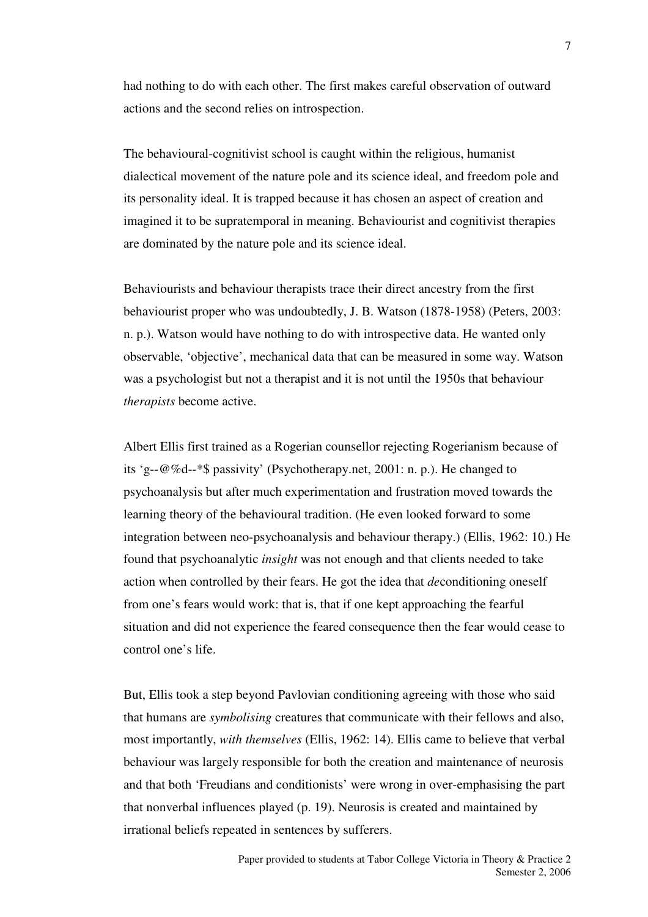had nothing to do with each other. The first makes careful observation of outward actions and the second relies on introspection.

The behavioural-cognitivist school is caught within the religious, humanist dialectical movement of the nature pole and its science ideal, and freedom pole and its personality ideal. It is trapped because it has chosen an aspect of creation and imagined it to be supratemporal in meaning. Behaviourist and cognitivist therapies are dominated by the nature pole and its science ideal.

Behaviourists and behaviour therapists trace their direct ancestry from the first behaviourist proper who was undoubtedly, J. B. Watson (1878-1958) (Peters, 2003: n. p.). Watson would have nothing to do with introspective data. He wanted only observable, 'objective', mechanical data that can be measured in some way. Watson was a psychologist but not a therapist and it is not until the 1950s that behaviour *therapists* become active.

Albert Ellis first trained as a Rogerian counsellor rejecting Rogerianism because of its 'g--@%d--*$ passivity' (Psychotherapy.net, 2001: n. p.). He changed to psychoanalysis but after much experimentation and frustration moved towards the learning theory of the behavioural tradition. (He even looked forward to some integration between neo-psychoanalysis and behaviour therapy.) (Ellis, 1962: 10.) He found that psychoanalytic *insight* was not enough and that clients needed to take action when controlled by their fears. He got the idea that *de*conditioning oneself from one's fears would work: that is, that if one kept approaching the fearful situation and did not experience the feared consequence then the fear would cease to control one's life.

But, Ellis took a step beyond Pavlovian conditioning agreeing with those who said that humans are *symbolising* creatures that communicate with their fellows and also, most importantly, *with themselves* (Ellis, 1962: 14). Ellis came to believe that verbal behaviour was largely responsible for both the creation and maintenance of neurosis and that both 'Freudians and conditionists' were wrong in over-emphasising the part that nonverbal influences played (p. 19). Neurosis is created and maintained by irrational beliefs repeated in sentences by sufferers.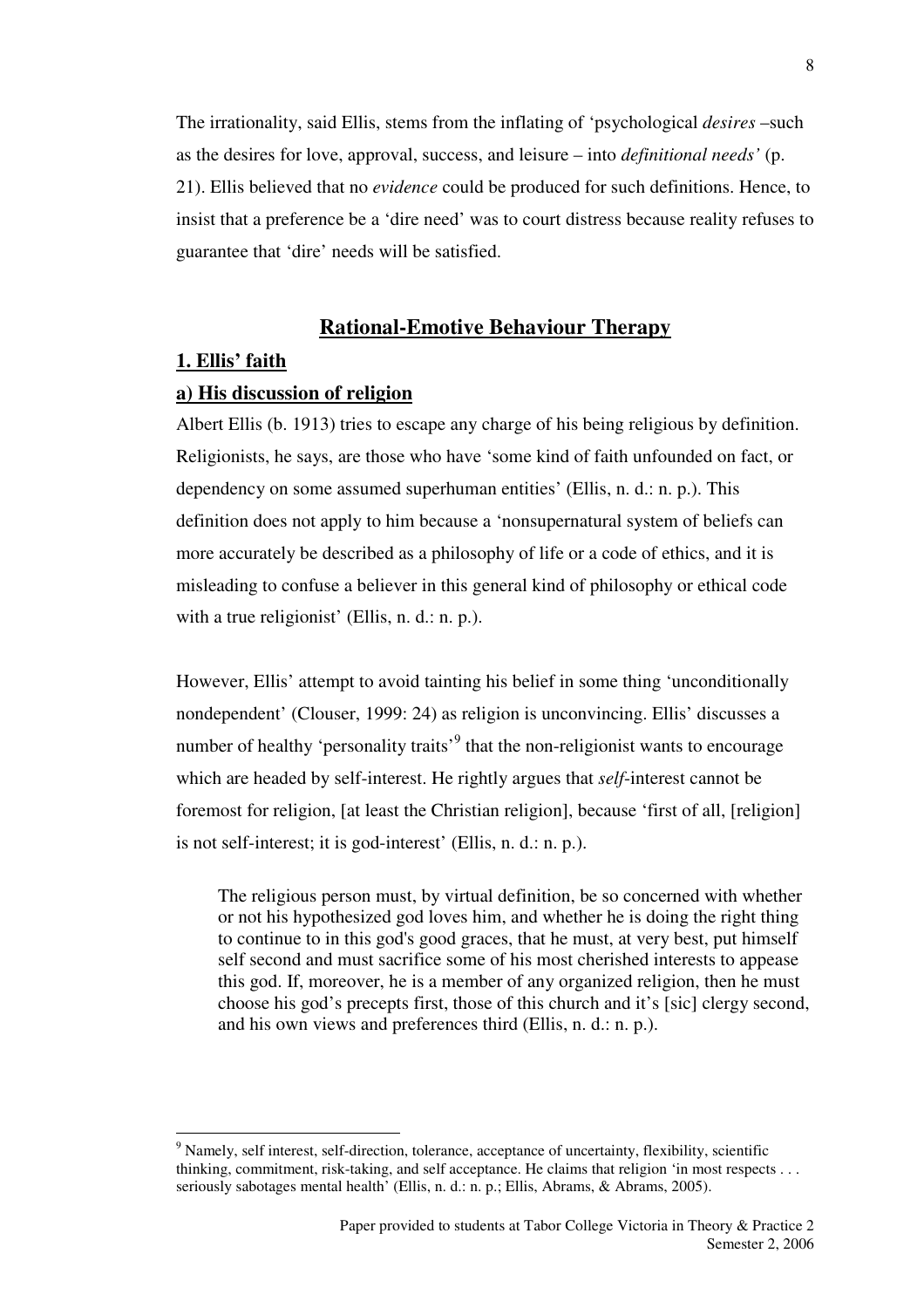The irrationality, said Ellis, stems from the inflating of 'psychological *desires* –such as the desires for love, approval, success, and leisure – into *definitional needs'* (p. 21). Ellis believed that no *evidence* could be produced for such definitions. Hence, to insist that a preference be a 'dire need' was to court distress because reality refuses to guarantee that 'dire' needs will be satisfied.

## Rational-Emotive Behaviour Therapy

### 1. Ellis' faith

#### a) His discussion of religion

Albert Ellis (b. 1913) tries to escape any charge of his being religious by definition. Religionists, he says, are those who have 'some kind of faith unfounded on fact, or dependency on some assumed superhuman entities' (Ellis, n. d.: n. p.). This definition does not apply to him because a 'nonsupernatural system of beliefs can more accurately be described as a philosophy of life or a code of ethics, and it is misleading to confuse a believer in this general kind of philosophy or ethical code with a true religionist' (Ellis, n. d.: n. p.).

However, Ellis' attempt to avoid tainting his belief in some thing 'unconditionally nondependent' (Clouser, 1999: 24) as religion is unconvincing. Ellis' discusses a number of healthy 'personality traits'[9] that the non-religionist wants to encourage which are headed by self-interest. He rightly argues that *self*-interest cannot be foremost for religion, [at least the Christian religion], because 'first of all, [religion] is not self-interest; it is god-interest' (Ellis, n. d.: n. p.).

> The religious person must, by virtual definition, be so concerned with whether or not his hypothesized god loves him, and whether he is doing the right thing to continue to in this god's good graces, that he must, at very best, put himself self second and must sacrifice some of his most cherished interests to appease this god. If, moreover, he is a member of any organized religion, then he must choose his god's precepts first, those of this church and it's [sic] clergy second, and his own views and preferences third (Ellis, n. d.: n. p.).

---

[9] Namely, self interest, self-direction, tolerance, acceptance of uncertainty, flexibility, scientific thinking, commitment, risk-taking, and self acceptance. He claims that religion 'in most respects . . . seriously sabotages mental health' (Ellis, n. d.: n. p.; Ellis, Abrams, & Abrams, 2005).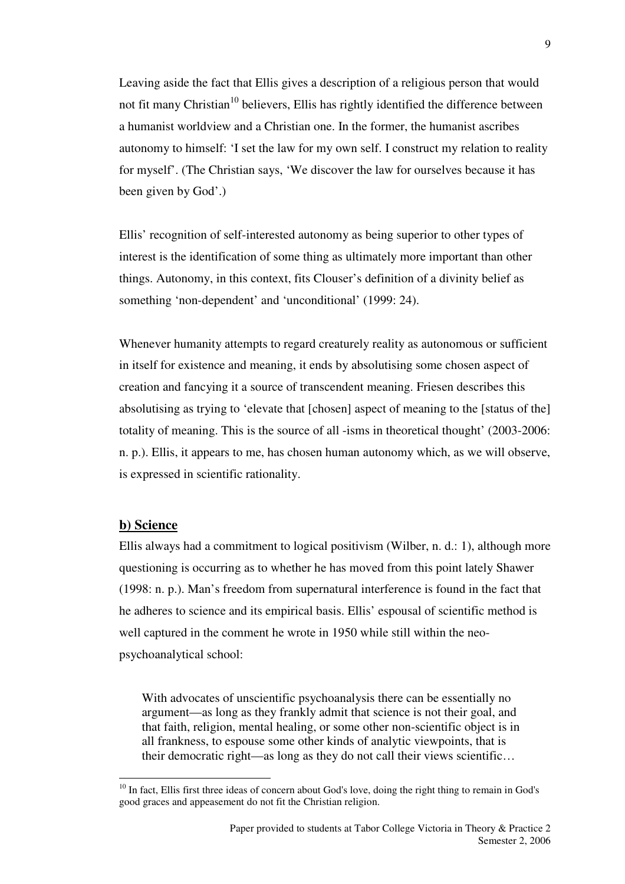Leaving aside the fact that Ellis gives a description of a religious person that would not fit many Christian[10] believers, Ellis has rightly identified the difference between a humanist worldview and a Christian one. In the former, the humanist ascribes autonomy to himself: 'I set the law for my own self. I construct my relation to reality for myself'. (The Christian says, 'We discover the law for ourselves because it has been given by God'.)

Ellis' recognition of self-interested autonomy as being superior to other types of interest is the identification of some thing as ultimately more important than other things. Autonomy, in this context, fits Clouser's definition of a divinity belief as something 'non-dependent' and 'unconditional' (1999: 24).

Whenever humanity attempts to regard creaturely reality as autonomous or sufficient in itself for existence and meaning, it ends by absolutising some chosen aspect of creation and fancying it a source of transcendent meaning. Friesen describes this absolutising as trying to 'elevate that [chosen] aspect of meaning to the [status of the] totality of meaning. This is the source of all -isms in theoretical thought' (2003-2006: n. p.). Ellis, it appears to me, has chosen human autonomy which, as we will observe, is expressed in scientific rationality.

### **b) Science**

Ellis always had a commitment to logical positivism (Wilber, n. d.: 1), although more questioning is occurring as to whether he has moved from this point lately Shawer (1998: n. p.). Man's freedom from supernatural interference is found in the fact that he adheres to science and its empirical basis. Ellis' espousal of scientific method is well captured in the comment he wrote in 1950 while still within the neo-psychoanalytical school:

> With advocates of unscientific psychoanalysis there can be essentially no argument—as long as they frankly admit that science is not their goal, and that faith, religion, mental healing, or some other non-scientific object is in all frankness, to espouse some other kinds of analytic viewpoints, that is their democratic right—as long as they do not call their views scientific…

---

[10] In fact, Ellis first three ideas of concern about God's love, doing the right thing to remain in God's good graces and appeasement do not fit the Christian religion.

Paper provided to students at Tabor College Victoria in Theory & Practice 2
Semester 2, 2006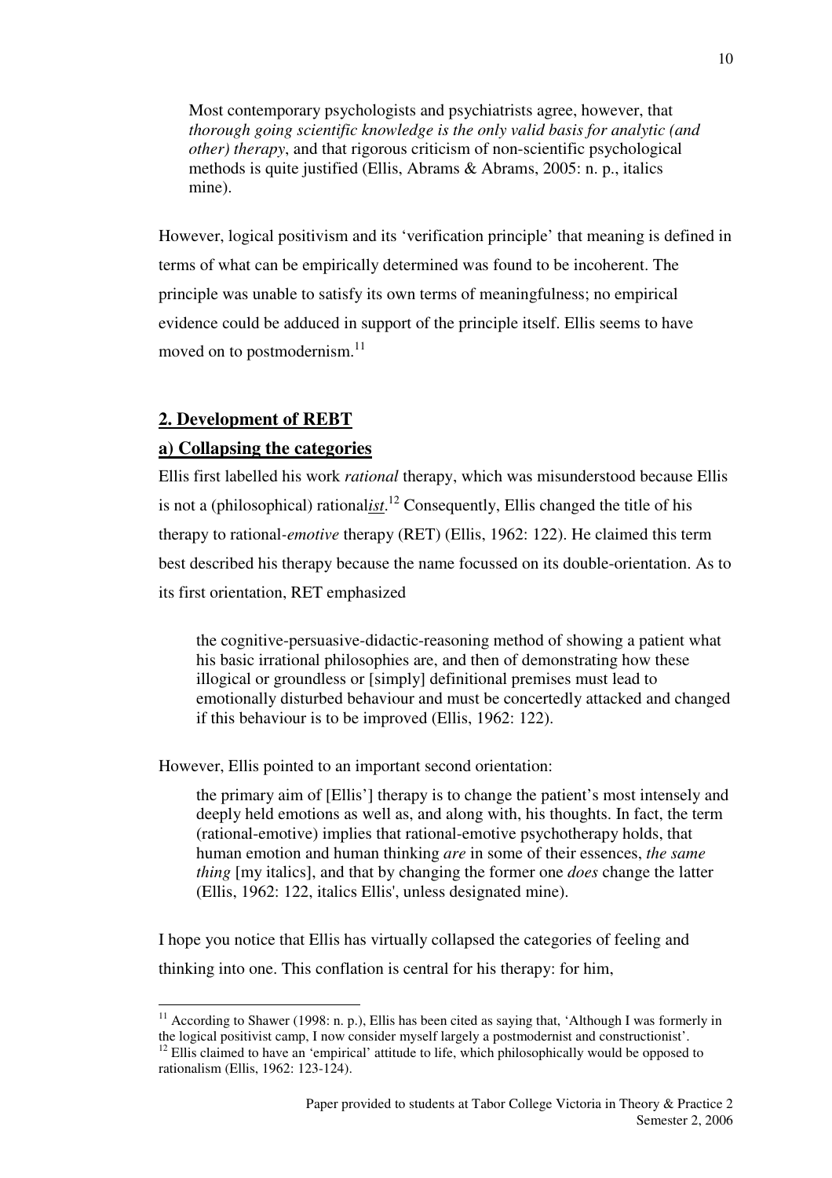> Most contemporary psychologists and psychiatrists agree, however, that *thorough going scientific knowledge is the only valid basis for analytic (and other) therapy*, and that rigorous criticism of non-scientific psychological methods is quite justified (Ellis, Abrams & Abrams, 2005: n. p., italics mine).

However, logical positivism and its 'verification principle' that meaning is defined in terms of what can be empirically determined was found to be incoherent. The principle was unable to satisfy its own terms of meaningfulness; no empirical evidence could be adduced in support of the principle itself. Ellis seems to have moved on to postmodernism.[11]

## 2. Development of REBT

### a) Collapsing the categories

Ellis first labelled his work *rational* therapy, which was misunderstood because Ellis is not a (philosophical) rational***ist***.[12] Consequently, Ellis changed the title of his therapy to rational-*emotive* therapy (RET) (Ellis, 1962: 122). He claimed this term best described his therapy because the name focussed on its double-orientation. As to its first orientation, RET emphasized

> the cognitive-persuasive-didactic-reasoning method of showing a patient what his basic irrational philosophies are, and then of demonstrating how these illogical or groundless or [simply] definitional premises must lead to emotionally disturbed behaviour and must be concertedly attacked and changed if this behaviour is to be improved (Ellis, 1962: 122).

However, Ellis pointed to an important second orientation:

> the primary aim of [Ellis'] therapy is to change the patient's most intensely and deeply held emotions as well as, and along with, his thoughts. In fact, the term (rational-emotive) implies that rational-emotive psychotherapy holds, that human emotion and human thinking *are* in some of their essences, *the same thing* [my italics], and that by changing the former one *does* change the latter (Ellis, 1962: 122, italics Ellis', unless designated mine).

I hope you notice that Ellis has virtually collapsed the categories of feeling and thinking into one. This conflation is central for his therapy: for him,

---

[11] According to Shawer (1998: n. p.), Ellis has been cited as saying that, 'Although I was formerly in the logical positivist camp, I now consider myself largely a postmodernist and constructionist'.

[12] Ellis claimed to have an 'empirical' attitude to life, which philosophically would be opposed to rationalism (Ellis, 1962: 123-124).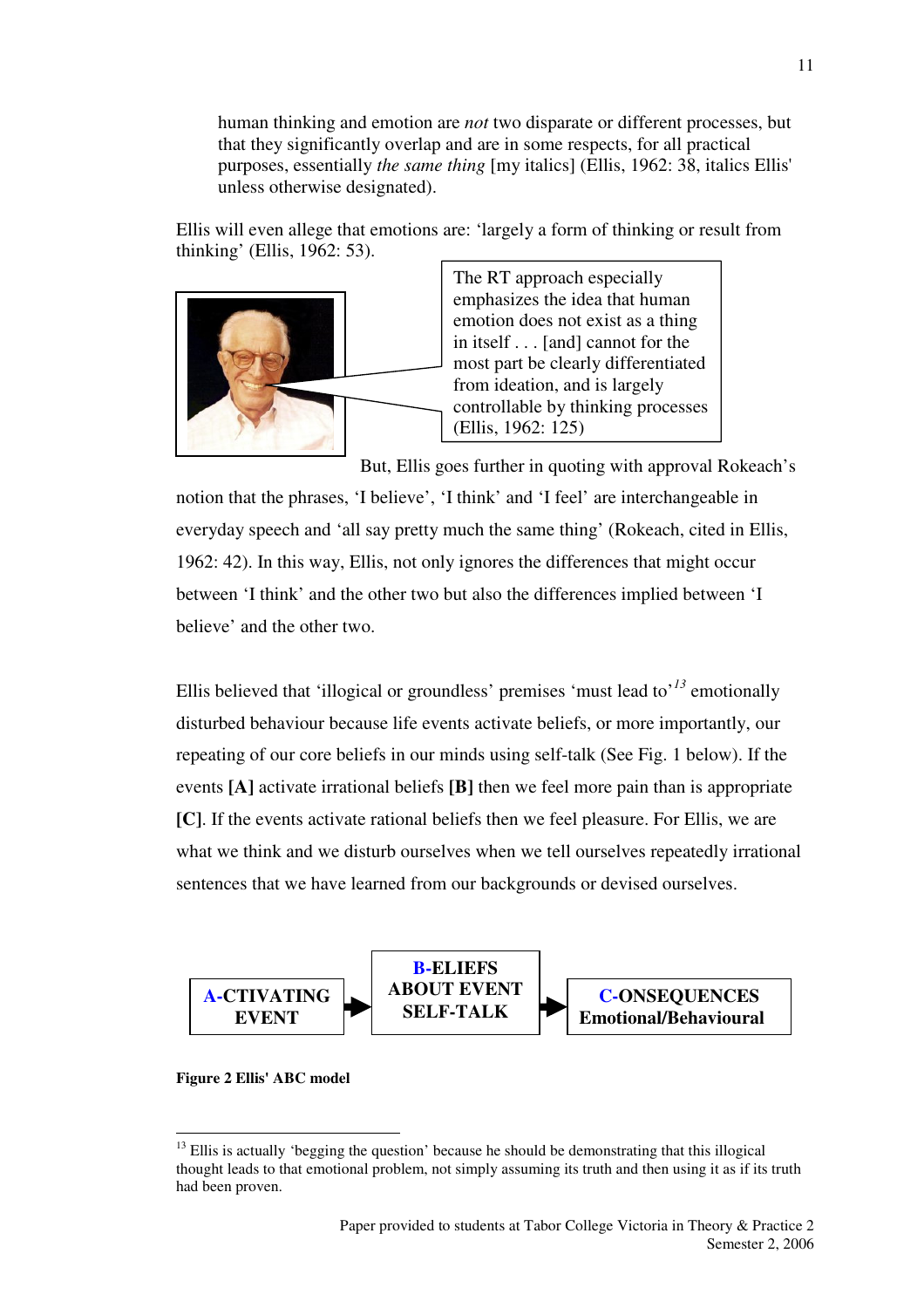human thinking and emotion are *not* two disparate or different processes, but that they significantly overlap and are in some respects, for all practical purposes, essentially *the same thing* [my italics] (Ellis, 1962: 38, italics Ellis' unless otherwise designated).

Ellis will even allege that emotions are: 'largely a form of thinking or result from thinking' (Ellis, 1962: 53).

> The RT approach especially emphasizes the idea that human emotion does not exist as a thing in itself . . . [and] cannot for the most part be clearly differentiated from ideation, and is largely controllable by thinking processes (Ellis, 1962: 125)

But, Ellis goes further in quoting with approval Rokeach's notion that the phrases, 'I believe', 'I think' and 'I feel' are interchangeable in everyday speech and 'all say pretty much the same thing' (Rokeach, cited in Ellis, 1962: 42). In this way, Ellis, not only ignores the differences that might occur between 'I think' and the other two but also the differences implied between 'I believe' and the other two.

Ellis believed that 'illogical or groundless' premises 'must lead to'[13] emotionally disturbed behaviour because life events activate beliefs, or more importantly, our repeating of our core beliefs in our minds using self-talk (See Fig. 1 below). If the events **[A]** activate irrational beliefs **[B]** then we feel more pain than is appropriate **[C]**. If the events activate rational beliefs then we feel pleasure. For Ellis, we are what we think and we disturb ourselves when we tell ourselves repeatedly irrational sentences that we have learned from our backgrounds or devised ourselves.

**A-CTIVATING EVENT** → **B-ELIEFS ABOUT EVENT SELF-TALK** → **C-ONSEQUENCES Emotional/Behavioural**

**Figure 2 Ellis' ABC model**

---

[13] Ellis is actually 'begging the question' because he should be demonstrating that this illogical thought leads to that emotional problem, not simply assuming its truth and then using it as if its truth had been proven.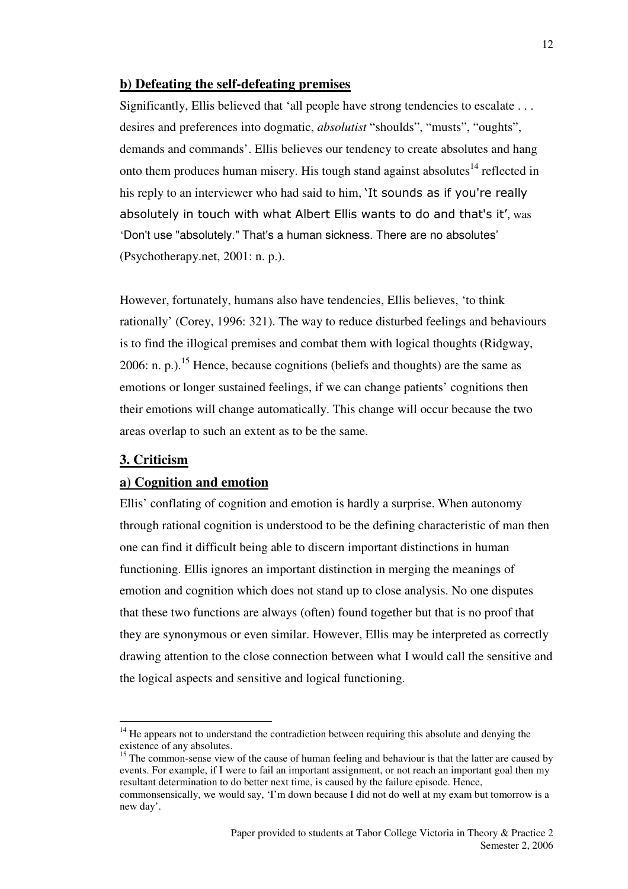### b) Defeating the self-defeating premises

Significantly, Ellis believed that 'all people have strong tendencies to escalate . . . desires and preferences into dogmatic, *absolutist* "shoulds", "musts", "oughts", demands and commands'. Ellis believes our tendency to create absolutes and hang onto them produces human misery. His tough stand against absolutes[14] reflected in his reply to an interviewer who had said to him, 'It sounds as if you're really absolutely in touch with what Albert Ellis wants to do and that's it', was 'Don't use "absolutely." That's a human sickness. There are no absolutes' (Psychotherapy.net, 2001: n. p.).

However, fortunately, humans also have tendencies, Ellis believes, 'to think rationally' (Corey, 1996: 321). The way to reduce disturbed feelings and behaviours is to find the illogical premises and combat them with logical thoughts (Ridgway, 2006: n. p.).[15] Hence, because cognitions (beliefs and thoughts) are the same as emotions or longer sustained feelings, if we can change patients' cognitions then their emotions will change automatically. This change will occur because the two areas overlap to such an extent as to be the same.

## 3. Criticism

### a) Cognition and emotion

Ellis' conflating of cognition and emotion is hardly a surprise. When autonomy through rational cognition is understood to be the defining characteristic of man then one can find it difficult being able to discern important distinctions in human functioning. Ellis ignores an important distinction in merging the meanings of emotion and cognition which does not stand up to close analysis. No one disputes that these two functions are always (often) found together but that is no proof that they are synonymous or even similar. However, Ellis may be interpreted as correctly drawing attention to the close connection between what I would call the sensitive and the logical aspects and sensitive and logical functioning.

---

[14] He appears not to understand the contradiction between requiring this absolute and denying the existence of any absolutes.

[15] The common-sense view of the cause of human feeling and behaviour is that the latter are caused by events. For example, if I were to fail an important assignment, or not reach an important goal then my resultant determination to do better next time, is caused by the failure episode. Hence, commonsensically, we would say, 'I'm down because I did not do well at my exam but tomorrow is a new day'.

Paper provided to students at Tabor College Victoria in Theory & Practice 2
Semester 2, 2006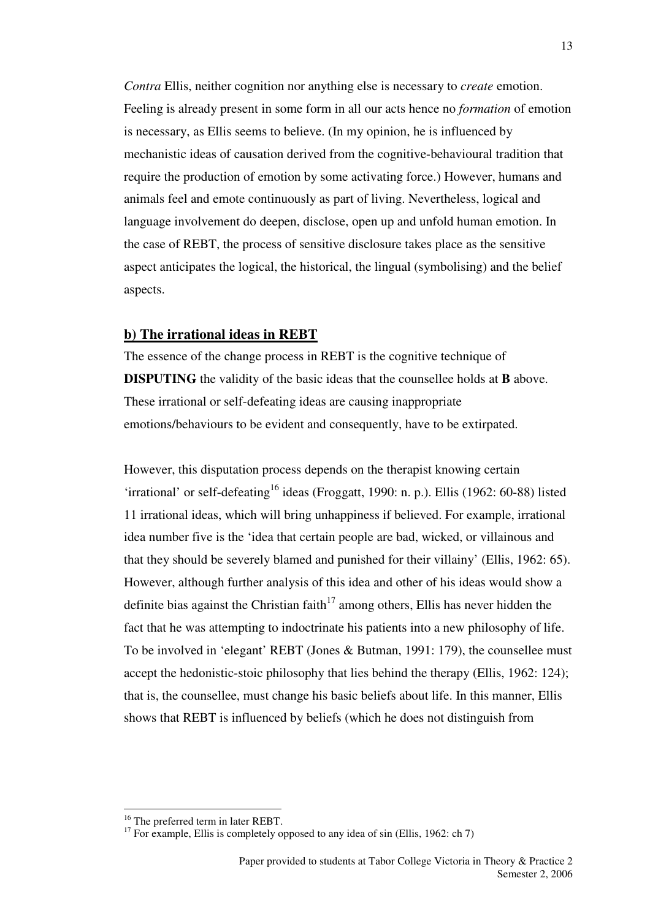*Contra* Ellis, neither cognition nor anything else is necessary to *create* emotion. Feeling is already present in some form in all our acts hence no *formation* of emotion is necessary, as Ellis seems to believe. (In my opinion, he is influenced by mechanistic ideas of causation derived from the cognitive-behavioural tradition that require the production of emotion by some activating force.) However, humans and animals feel and emote continuously as part of living. Nevertheless, logical and language involvement do deepen, disclose, open up and unfold human emotion. In the case of REBT, the process of sensitive disclosure takes place as the sensitive aspect anticipates the logical, the historical, the lingual (symbolising) and the belief aspects.

## b) The irrational ideas in REBT

The essence of the change process in REBT is the cognitive technique of **DISPUTING** the validity of the basic ideas that the counsellee holds at **B** above. These irrational or self-defeating ideas are causing inappropriate emotions/behaviours to be evident and consequently, have to be extirpated.

However, this disputation process depends on the therapist knowing certain 'irrational' or self-defeating[16] ideas (Froggatt, 1990: n. p.). Ellis (1962: 60-88) listed 11 irrational ideas, which will bring unhappiness if believed. For example, irrational idea number five is the 'idea that certain people are bad, wicked, or villainous and that they should be severely blamed and punished for their villainy' (Ellis, 1962: 65). However, although further analysis of this idea and other of his ideas would show a definite bias against the Christian faith[17] among others, Ellis has never hidden the fact that he was attempting to indoctrinate his patients into a new philosophy of life. To be involved in 'elegant' REBT (Jones & Butman, 1991: 179), the counsellee must accept the hedonistic-stoic philosophy that lies behind the therapy (Ellis, 1962: 124); that is, the counsellee, must change his basic beliefs about life. In this manner, Ellis shows that REBT is influenced by beliefs (which he does not distinguish from

[16] The preferred term in later REBT.

[17] For example, Ellis is completely opposed to any idea of sin (Ellis, 1962: ch 7)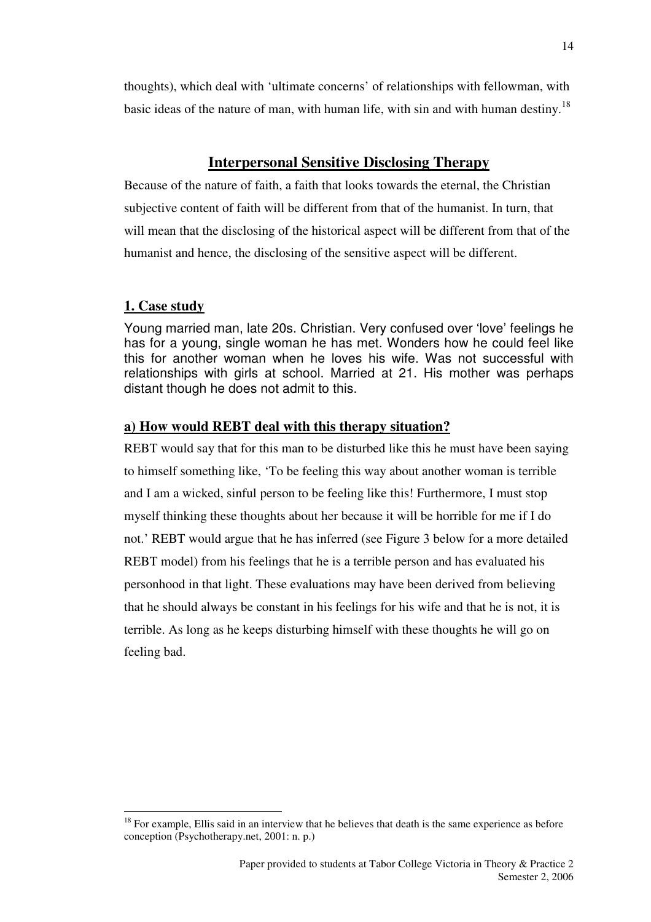thoughts), which deal with 'ultimate concerns' of relationships with fellowman, with basic ideas of the nature of man, with human life, with sin and with human destiny.[18]

## Interpersonal Sensitive Disclosing Therapy

Because of the nature of faith, a faith that looks towards the eternal, the Christian subjective content of faith will be different from that of the humanist. In turn, that will mean that the disclosing of the historical aspect will be different from that of the humanist and hence, the disclosing of the sensitive aspect will be different.

### 1. Case study

Young married man, late 20s. Christian. Very confused over 'love' feelings he has for a young, single woman he has met. Wonders how he could feel like this for another woman when he loves his wife. Was not successful with relationships with girls at school. Married at 21. His mother was perhaps distant though he does not admit to this.

### a) How would REBT deal with this therapy situation?

REBT would say that for this man to be disturbed like this he must have been saying to himself something like, 'To be feeling this way about another woman is terrible and I am a wicked, sinful person to be feeling like this! Furthermore, I must stop myself thinking these thoughts about her because it will be horrible for me if I do not.' REBT would argue that he has inferred (see Figure 3 below for a more detailed REBT model) from his feelings that he is a terrible person and has evaluated his personhood in that light. These evaluations may have been derived from believing that he should always be constant in his feelings for his wife and that he is not, it is terrible. As long as he keeps disturbing himself with these thoughts he will go on feeling bad.

---

[18] For example, Ellis said in an interview that he believes that death is the same experience as before conception (Psychotherapy.net, 2001: n. p.)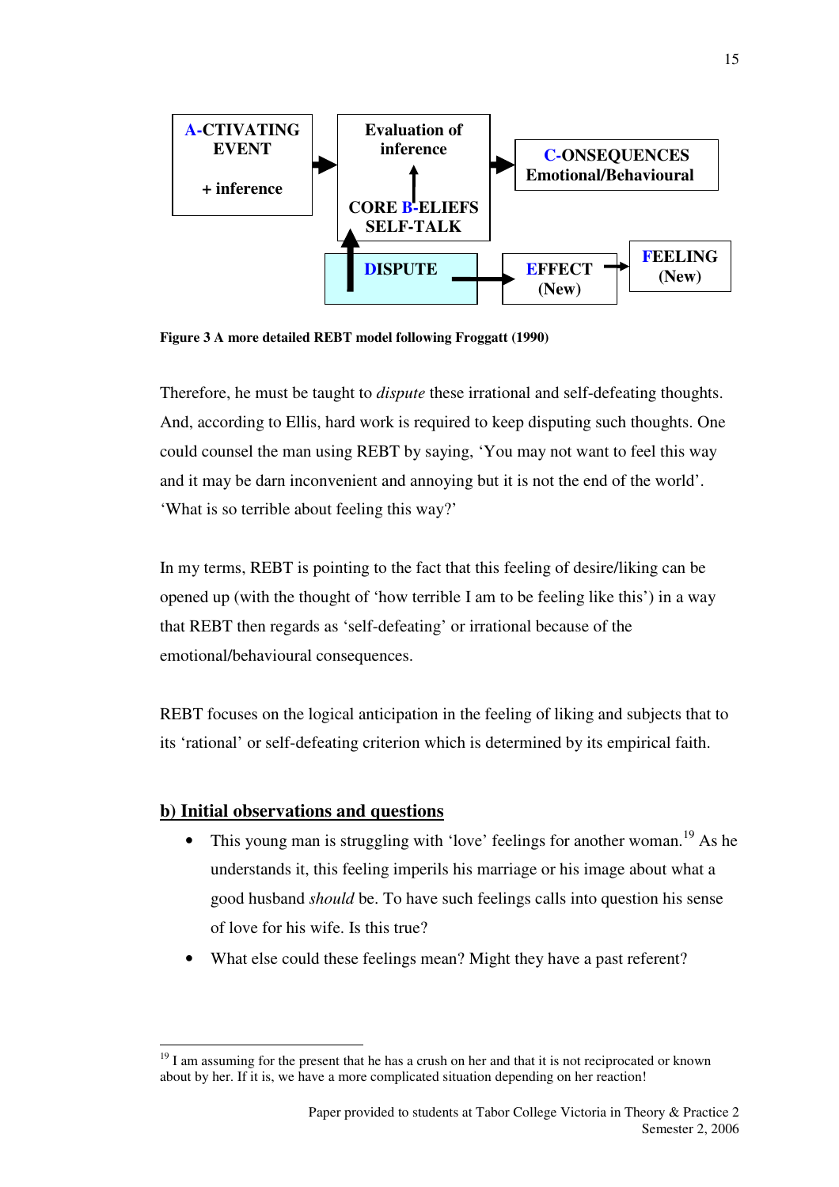**A-CTIVATING EVENT + inference** → **Evaluation of inference** ↑ **CORE B-ELIEFS SELF-TALK** → **C-ONSEQUENCES Emotional/Behavioural**

**DISPUTE** → **EFFECT (New)** → **FEELING (New)**

**Figure 3 A more detailed REBT model following Froggatt (1990)**

Therefore, he must be taught to *dispute* these irrational and self-defeating thoughts. And, according to Ellis, hard work is required to keep disputing such thoughts. One could counsel the man using REBT by saying, 'You may not want to feel this way and it may be darn inconvenient and annoying but it is not the end of the world'. 'What is so terrible about feeling this way?'

In my terms, REBT is pointing to the fact that this feeling of desire/liking can be opened up (with the thought of 'how terrible I am to be feeling like this') in a way that REBT then regards as 'self-defeating' or irrational because of the emotional/behavioural consequences.

REBT focuses on the logical anticipation in the feeling of liking and subjects that to its 'rational' or self-defeating criterion which is determined by its empirical faith.

## b) Initial observations and questions

- This young man is struggling with 'love' feelings for another woman.[19] As he understands it, this feeling imperils his marriage or his image about what a good husband *should* be. To have such feelings calls into question his sense of love for his wife. Is this true?
- What else could these feelings mean? Might they have a past referent?

---

[19] I am assuming for the present that he has a crush on her and that it is not reciprocated or known about by her. If it is, we have a more complicated situation depending on her reaction!

Paper provided to students at Tabor College Victoria in Theory & Practice 2
Semester 2, 2006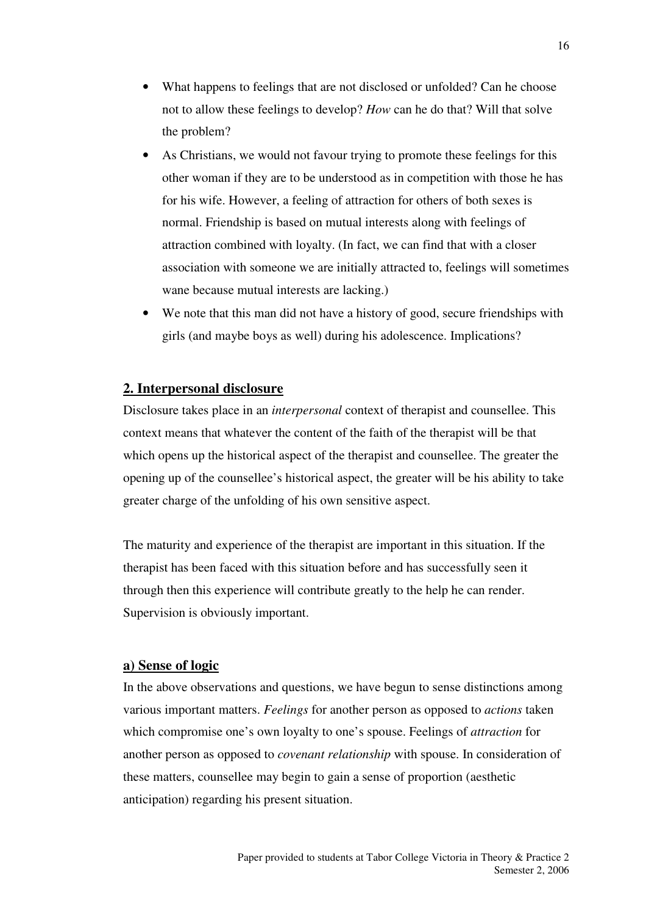- What happens to feelings that are not disclosed or unfolded? Can he choose not to allow these feelings to develop? *How* can he do that? Will that solve the problem?
- As Christians, we would not favour trying to promote these feelings for this other woman if they are to be understood as in competition with those he has for his wife. However, a feeling of attraction for others of both sexes is normal. Friendship is based on mutual interests along with feelings of attraction combined with loyalty. (In fact, we can find that with a closer association with someone we are initially attracted to, feelings will sometimes wane because mutual interests are lacking.)
- We note that this man did not have a history of good, secure friendships with girls (and maybe boys as well) during his adolescence. Implications?

## 2. Interpersonal disclosure

Disclosure takes place in an *interpersonal* context of therapist and counsellee. This context means that whatever the content of the faith of the therapist will be that which opens up the historical aspect of the therapist and counsellee. The greater the opening up of the counsellee's historical aspect, the greater will be his ability to take greater charge of the unfolding of his own sensitive aspect.

The maturity and experience of the therapist are important in this situation. If the therapist has been faced with this situation before and has successfully seen it through then this experience will contribute greatly to the help he can render. Supervision is obviously important.

### a) Sense of logic

In the above observations and questions, we have begun to sense distinctions among various important matters. *Feelings* for another person as opposed to *actions* taken which compromise one's own loyalty to one's spouse. Feelings of *attraction* for another person as opposed to *covenant relationship* with spouse. In consideration of these matters, counsellee may begin to gain a sense of proportion (aesthetic anticipation) regarding his present situation.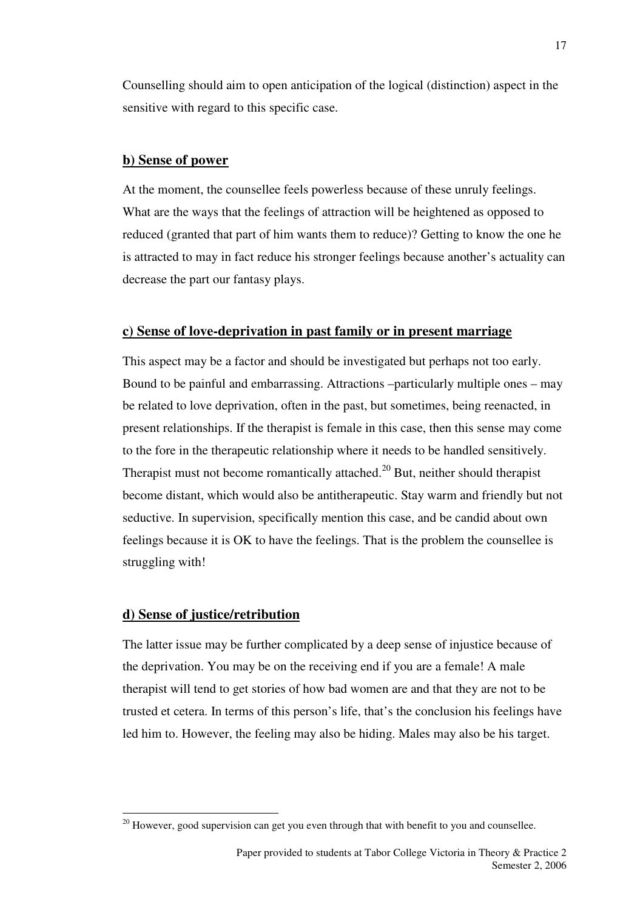Counselling should aim to open anticipation of the logical (distinction) aspect in the sensitive with regard to this specific case.

## **b) Sense of power**

At the moment, the counsellee feels powerless because of these unruly feelings. What are the ways that the feelings of attraction will be heightened as opposed to reduced (granted that part of him wants them to reduce)? Getting to know the one he is attracted to may in fact reduce his stronger feelings because another's actuality can decrease the part our fantasy plays.

## **c) Sense of love-deprivation in past family or in present marriage**

This aspect may be a factor and should be investigated but perhaps not too early. Bound to be painful and embarrassing. Attractions –particularly multiple ones – may be related to love deprivation, often in the past, but sometimes, being reenacted, in present relationships. If the therapist is female in this case, then this sense may come to the fore in the therapeutic relationship where it needs to be handled sensitively. Therapist must not become romantically attached.[20] But, neither should therapist become distant, which would also be antitherapeutic. Stay warm and friendly but not seductive. In supervision, specifically mention this case, and be candid about own feelings because it is OK to have the feelings. That is the problem the counsellee is struggling with!

## **d) Sense of justice/retribution**

The latter issue may be further complicated by a deep sense of injustice because of the deprivation. You may be on the receiving end if you are a female! A male therapist will tend to get stories of how bad women are and that they are not to be trusted et cetera. In terms of this person's life, that's the conclusion his feelings have led him to. However, the feeling may also be hiding. Males may also be his target.

---

[20] However, good supervision can get you even through that with benefit to you and counsellee.

Paper provided to students at Tabor College Victoria in Theory & Practice 2
Semester 2, 2006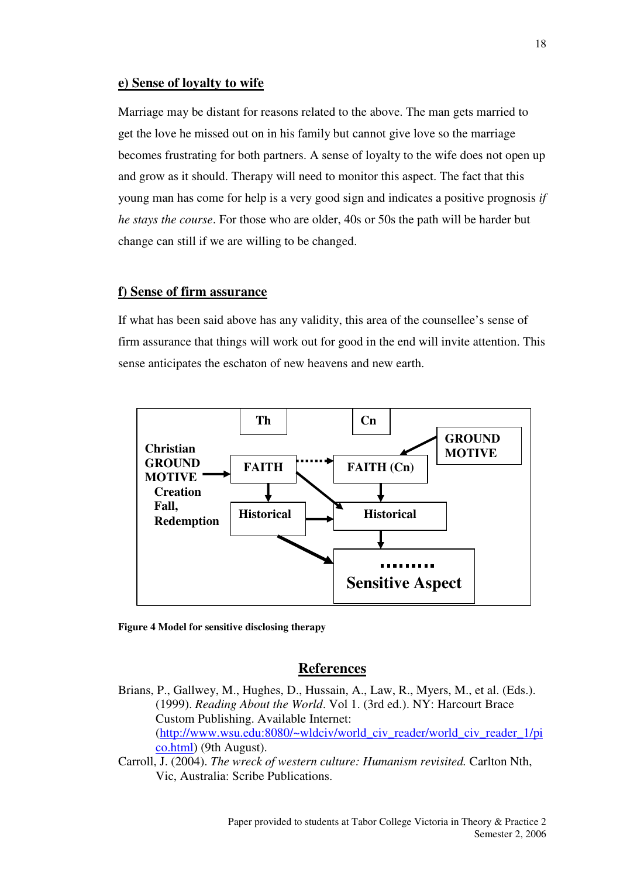### e) Sense of loyalty to wife

Marriage may be distant for reasons related to the above. The man gets married to get the love he missed out on in his family but cannot give love so the marriage becomes frustrating for both partners. A sense of loyalty to the wife does not open up and grow as it should. Therapy will need to monitor this aspect. The fact that this young man has come for help is a very good sign and indicates a positive prognosis *if he stays the course*. For those who are older, 40s or 50s the path will be harder but change can still if we are willing to be changed.

### f) Sense of firm assurance

If what has been said above has any validity, this area of the counsellee's sense of firm assurance that things will work out for good in the end will invite attention. This sense anticipates the eschaton of new heavens and new earth.

Th

Cn

**Christian GROUND MOTIVE**
**Creation**
**Fall,**
**Redemption**

**FAITH**

**FAITH (Cn)**

**GROUND MOTIVE**

**Historical**

**Historical**

**Sensitive Aspect**

**Figure 4 Model for sensitive disclosing therapy**

## References

Brians, P., Gallwey, M., Hughes, D., Hussain, A., Law, R., Myers, M., et al. (Eds.). (1999). *Reading About the World*. Vol 1. (3rd ed.). NY: Harcourt Brace Custom Publishing. Available Internet: (http://www.wsu.edu:8080/~wldciv/world_civ_reader/world_civ_reader_1/pico.html) (9th August).

Carroll, J. (2004). *The wreck of western culture: Humanism revisited.* Carlton Nth, Vic, Australia: Scribe Publications.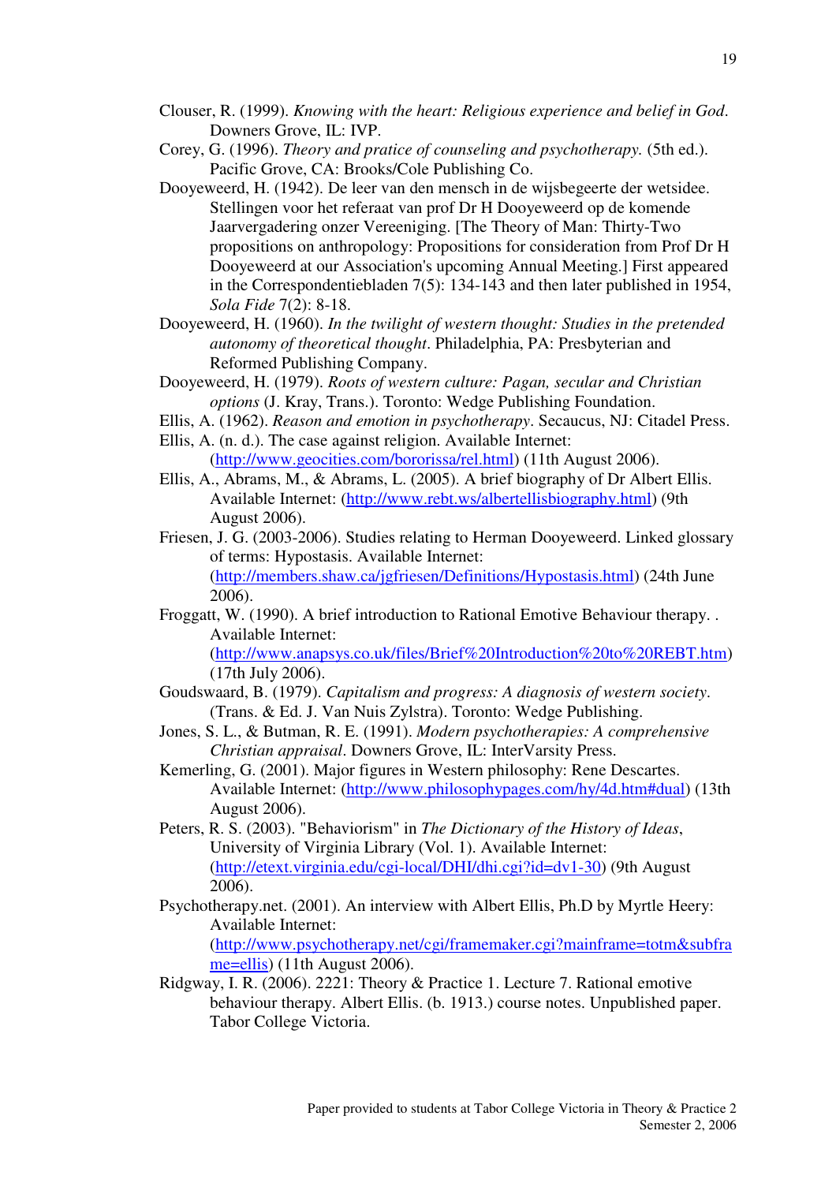Clouser, R. (1999). *Knowing with the heart: Religious experience and belief in God*. Downers Grove, IL: IVP.

Corey, G. (1996). *Theory and pratice of counseling and psychotherapy.* (5th ed.). Pacific Grove, CA: Brooks/Cole Publishing Co.

Dooyeweerd, H. (1942). De leer van den mensch in de wijsbegeerte der wetsidee. Stellingen voor het referaat van prof Dr H Dooyeweerd op de komende Jaarvergadering onzer Vereeniging. [The Theory of Man: Thirty-Two propositions on anthropology: Propositions for consideration from Prof Dr H Dooyeweerd at our Association's upcoming Annual Meeting.] First appeared in the Correspondentiebladen 7(5): 134-143 and then later published in 1954, *Sola Fide* 7(2): 8-18.

Dooyeweerd, H. (1960). *In the twilight of western thought: Studies in the pretended autonomy of theoretical thought*. Philadelphia, PA: Presbyterian and Reformed Publishing Company.

Dooyeweerd, H. (1979). *Roots of western culture: Pagan, secular and Christian options* (J. Kray, Trans.). Toronto: Wedge Publishing Foundation.

Ellis, A. (1962). *Reason and emotion in psychotherapy*. Secaucus, NJ: Citadel Press.

Ellis, A. (n. d.). The case against religion. Available Internet: (http://www.geocities.com/bororissa/rel.html) (11th August 2006).

Ellis, A., Abrams, M., & Abrams, L. (2005). A brief biography of Dr Albert Ellis. Available Internet: (http://www.rebt.ws/albertellisbiography.html) (9th August 2006).

Friesen, J. G. (2003-2006). Studies relating to Herman Dooyeweerd. Linked glossary of terms: Hypostasis. Available Internet: (http://members.shaw.ca/jgfriesen/Definitions/Hypostasis.html) (24th June 2006).

Froggatt, W. (1990). A brief introduction to Rational Emotive Behaviour therapy. . Available Internet: (http://www.anapsys.co.uk/files/Brief%20Introduction%20to%20REBT.htm) (17th July 2006).

Goudswaard, B. (1979). *Capitalism and progress: A diagnosis of western society*. (Trans. & Ed. J. Van Nuis Zylstra). Toronto: Wedge Publishing.

Jones, S. L., & Butman, R. E. (1991). *Modern psychotherapies: A comprehensive Christian appraisal*. Downers Grove, IL: InterVarsity Press.

Kemerling, G. (2001). Major figures in Western philosophy: Rene Descartes. Available Internet: (http://www.philosophypages.com/hy/4d.htm#dual) (13th August 2006).

Peters, R. S. (2003). "Behaviorism" in *The Dictionary of the History of Ideas*, University of Virginia Library (Vol. 1). Available Internet: (http://etext.virginia.edu/cgi-local/DHI/dhi.cgi?id=dv1-30) (9th August 2006).

Psychotherapy.net. (2001). An interview with Albert Ellis, Ph.D by Myrtle Heery: Available Internet: (http://www.psychotherapy.net/cgi/framemaker.cgi?mainframe=totm&subframe=ellis) (11th August 2006).

Ridgway, I. R. (2006). 2221: Theory & Practice 1. Lecture 7. Rational emotive behaviour therapy. Albert Ellis. (b. 1913.) course notes. Unpublished paper. Tabor College Victoria.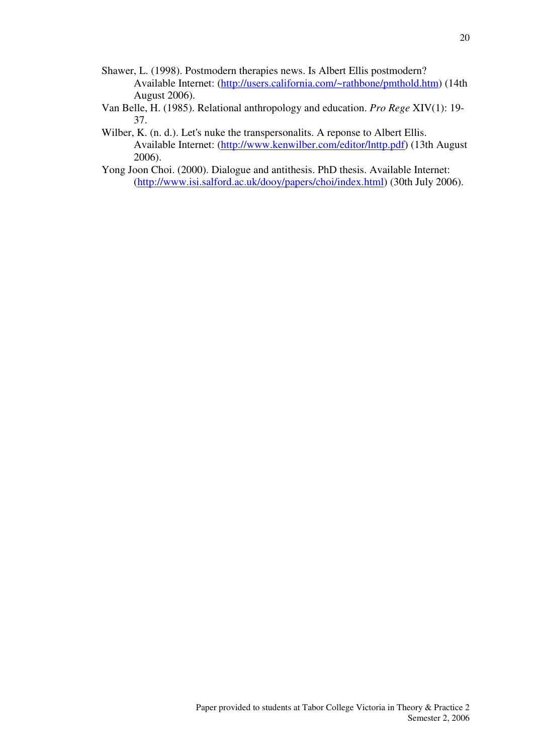Shawer, L. (1998). Postmodern therapies news. Is Albert Ellis postmodern? Available Internet: (http://users.california.com/~rathbone/pmthold.htm) (14th August 2006).

Van Belle, H. (1985). Relational anthropology and education. *Pro Rege* XIV(1): 19-37.

Wilber, K. (n. d.). Let's nuke the transpersonalits. A reponse to Albert Ellis. Available Internet: (http://www.kenwilber.com/editor/lnttp.pdf) (13th August 2006).

Yong Joon Choi. (2000). Dialogue and antithesis. PhD thesis. Available Internet: (http://www.isi.salford.ac.uk/dooy/papers/choi/index.html) (30th July 2006).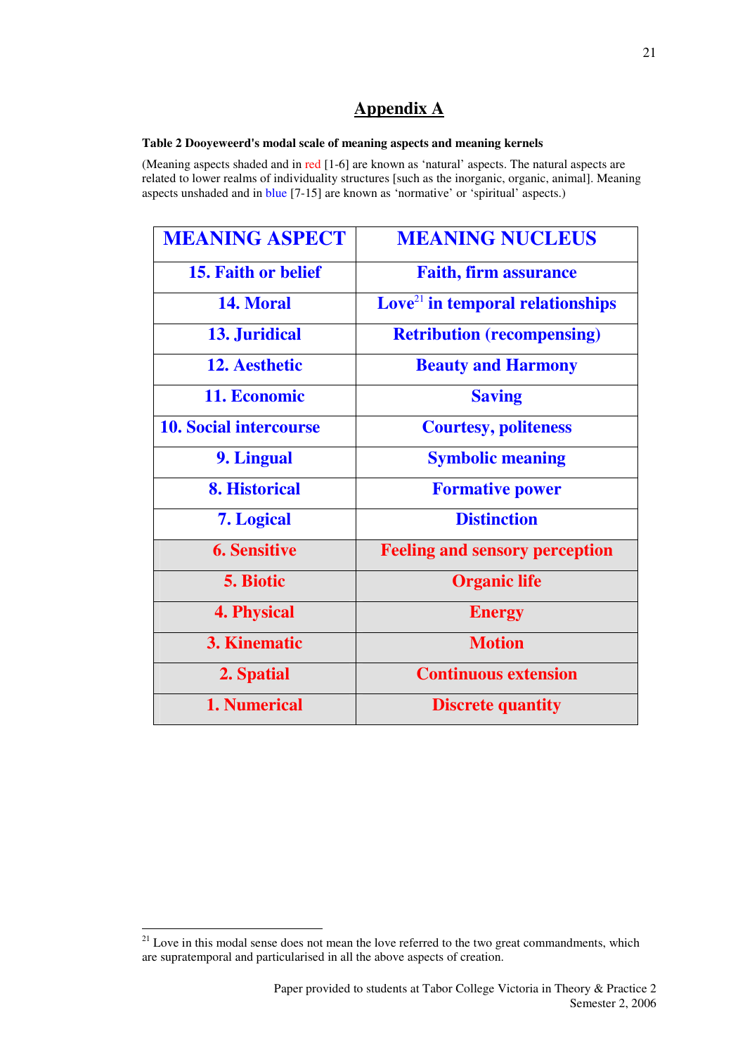# Appendix A

**Table 2 Dooyeweerd's modal scale of meaning aspects and meaning kernels**

(Meaning aspects shaded and in red [1-6] are known as 'natural' aspects. The natural aspects are related to lower realms of individuality structures [such as the inorganic, organic, animal]. Meaning aspects unshaded and in blue [7-15] are known as 'normative' or 'spiritual' aspects.)

| MEANING ASPECT | MEANING NUCLEUS |
|---|---|
| 15. Faith or belief | Faith, firm assurance |
| 14. Moral | Love[21] in temporal relationships |
| 13. Juridical | Retribution (recompensing) |
| 12. Aesthetic | Beauty and Harmony |
| 11. Economic | Saving |
| 10. Social intercourse | Courtesy, politeness |
| 9. Lingual | Symbolic meaning |
| 8. Historical | Formative power |
| 7. Logical | Distinction |
| 6. Sensitive | Feeling and sensory perception |
| 5. Biotic | Organic life |
| 4. Physical | Energy |
| 3. Kinematic | Motion |
| 2. Spatial | Continuous extension |
| 1. Numerical | Discrete quantity |

[21] Love in this modal sense does not mean the love referred to the two great commandments, which are supratemporal and particularised in all the above aspects of creation.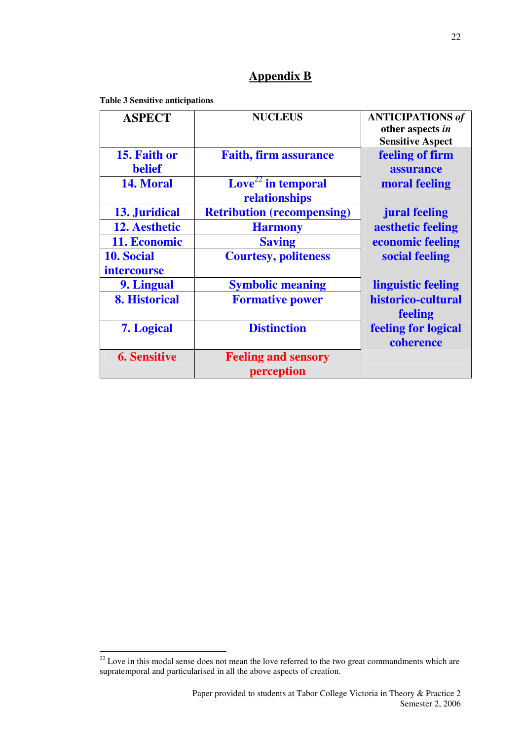## Appendix B

**Table 3 Sensitive anticipations**

| ASPECT | NUCLEUS | ANTICIPATIONS *of* other aspects *in* Sensitive Aspect |
|---|---|---|
| **15. Faith or belief** | **Faith, firm assurance** | **feeling of firm assurance** |
| **14. Moral** | **Love[22] in temporal relationships** | **moral feeling** |
| **13. Juridical** | **Retribution (recompensing)** | **jural feeling** |
| **12. Aesthetic** | **Harmony** | **aesthetic feeling** |
| **11. Economic** | **Saving** | **economic feeling** |
| **10. Social intercourse** | **Courtesy, politeness** | **social feeling** |
| **9. Lingual** | **Symbolic meaning** | **linguistic feeling** |
| **8. Historical** | **Formative power** | **historico-cultural feeling** |
| **7. Logical** | **Distinction** | **feeling for logical coherence** |
| **6. Sensitive** | **Feeling and sensory perception** | |

[22] Love in this modal sense does not mean the love referred to the two great commandments which are supratemporal and particularised in all the above aspects of creation.

Paper provided to students at Tabor College Victoria in Theory & Practice 2
Semester 2, 2006